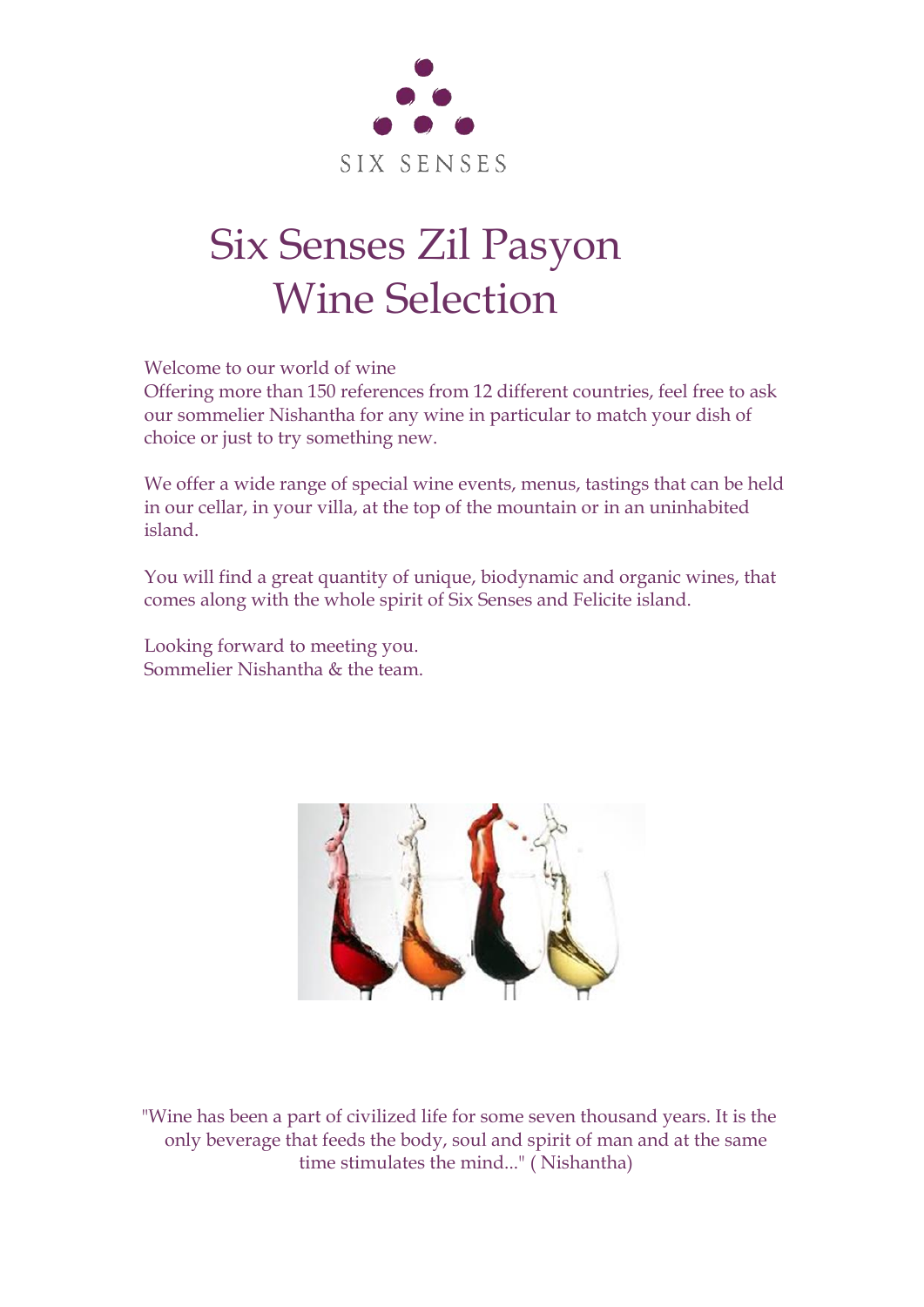SIX SENSES

# Six Senses Zil Pasyon
# Wine Selection

Welcome to our world of wine
Offering more than 150 references from 12 different countries, feel free to ask our sommelier Nishantha for any wine in particular to match your dish of choice or just to try something new.

We offer a wide range of special wine events, menus, tastings that can be held in our cellar, in your villa, at the top of the mountain or in an uninhabited island.

You will find a great quantity of unique, biodynamic and organic wines, that comes along with the whole spirit of Six Senses and Felicite island.

Looking forward to meeting you.
Sommelier Nishantha & the team.

"Wine has been a part of civilized life for some seven thousand years. It is the only beverage that feeds the body, soul and spirit of man and at the same time stimulates the mind..." ( Nishantha)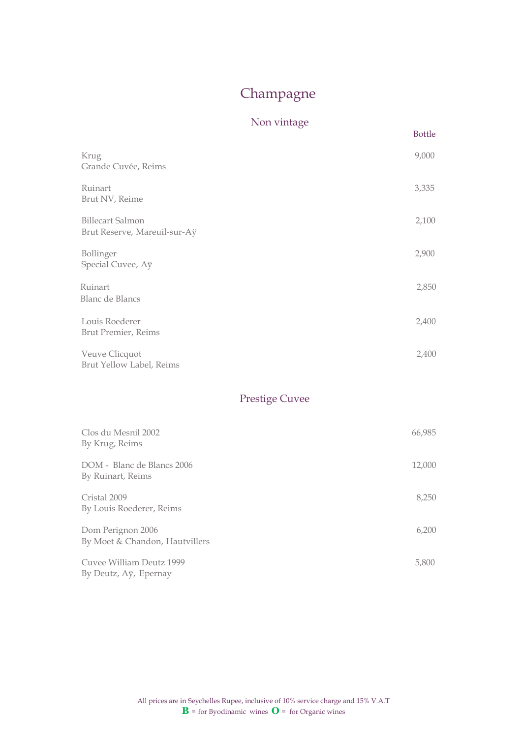# Champagne

## Non vintage

| | Bottle |
|---|---|
| Krug<br>Grande Cuvée, Reims | 9,000 |
| Ruinart<br>Brut NV, Reime | 3,335 |
| Billecart Salmon<br>Brut Reserve, Mareuil-sur-Aÿ | 2,100 |
| Bollinger<br>Special Cuvee, Aÿ | 2,900 |
| Ruinart<br>Blanc de Blancs | 2,850 |
| Louis Roederer<br>Brut Premier, Reims | 2,400 |
| Veuve Clicquot<br>Brut Yellow Label, Reims | 2,400 |

## Prestige Cuvee

| | |
|---|---|
| Clos du Mesnil 2002<br>By Krug, Reims | 66,985 |
| DOM - Blanc de Blancs 2006<br>By Ruinart, Reims | 12,000 |
| Cristal 2009<br>By Louis Roederer, Reims | 8,250 |
| Dom Perignon 2006<br>By Moet & Chandon, Hautvillers | 6,200 |
| Cuvee William Deutz 1999<br>By Deutz, Aÿ, Epernay | 5,800 |

All prices are in Seychelles Rupee, inclusive of 10% service charge and 15% V.A.T

**B** = for Byodinamic wines **O** = for Organic wines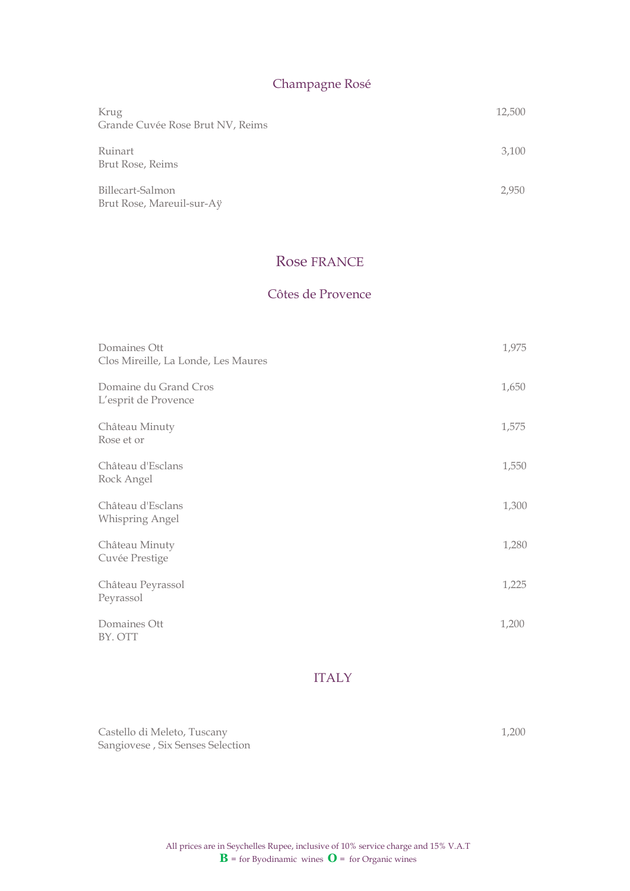## Champagne Rosé

Krug
Grande Cuvée Rose Brut NV, Reims — 12,500

Ruinart
Brut Rose, Reims — 3,100

Billecart-Salmon
Brut Rose, Mareuil-sur-Aÿ — 2,950

## Rose FRANCE

### Côtes de Provence

Domaines Ott
Clos Mireille, La Londe, Les Maures — 1,975

Domaine du Grand Cros
L'esprit de Provence — 1,650

Château Minuty
Rose et or — 1,575

Château d'Esclans
Rock Angel — 1,550

Château d'Esclans
Whispring Angel — 1,300

Château Minuty
Cuvée Prestige — 1,280

Château Peyrassol
Peyrassol — 1,225

Domaines Ott
BY. OTT — 1,200

## ITALY

Castello di Meleto, Tuscany
Sangiovese , Six Senses Selection — 1,200

All prices are in Seychelles Rupee, inclusive of 10% service charge and 15% V.A.T
**B** = for Byodinamic wines **O** = for Organic wines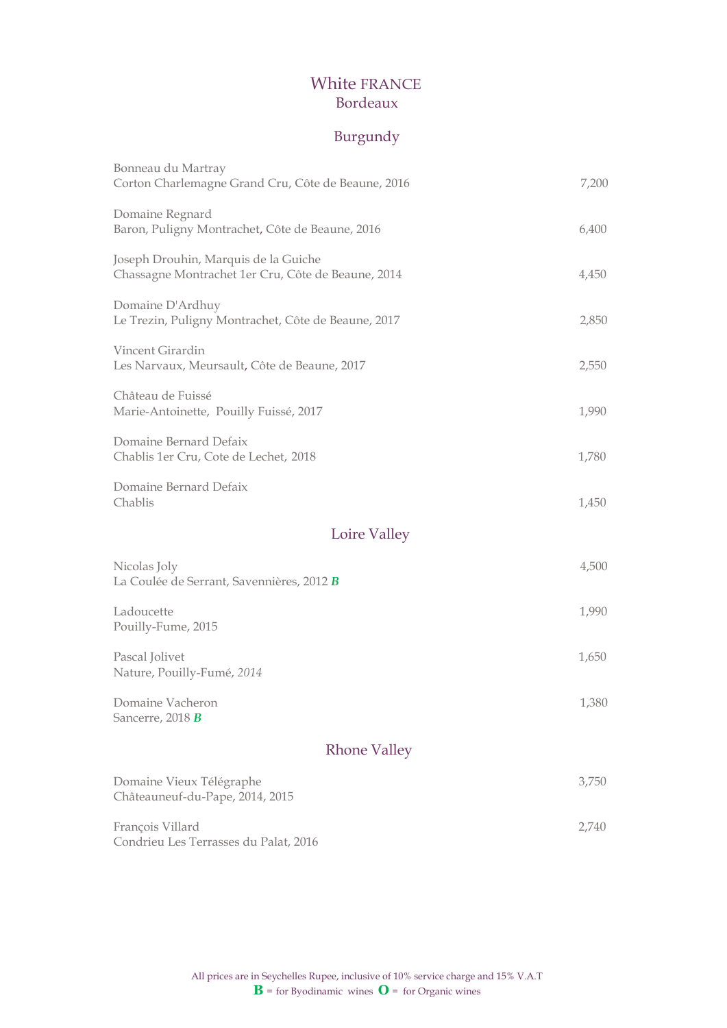# White FRANCE

## Bordeaux

## Burgundy

| Wine | Price |
|---|---|
| Bonneau du Martray<br>Corton Charlemagne Grand Cru, Côte de Beaune, 2016 | 7,200 |
| Domaine Regnard<br>Baron, Puligny Montrachet, Côte de Beaune, 2016 | 6,400 |
| Joseph Drouhin, Marquis de la Guiche<br>Chassagne Montrachet 1er Cru, Côte de Beaune, 2014 | 4,450 |
| Domaine D'Ardhuy<br>Le Trezin, Puligny Montrachet, Côte de Beaune, 2017 | 2,850 |
| Vincent Girardin<br>Les Narvaux, Meursault, Côte de Beaune, 2017 | 2,550 |
| Château de Fuissé<br>Marie-Antoinette, Pouilly Fuissé, 2017 | 1,990 |
| Domaine Bernard Defaix<br>Chablis 1er Cru, Cote de Lechet, 2018 | 1,780 |
| Domaine Bernard Defaix<br>Chablis | 1,450 |

## Loire Valley

| Wine | Price |
|---|---|
| Nicolas Joly<br>La Coulée de Serrant, Savennières, 2012 ***B*** | 4,500 |
| Ladoucette<br>Pouilly-Fume, 2015 | 1,990 |
| Pascal Jolivet<br>Nature, Pouilly-Fumé, *2014* | 1,650 |
| Domaine Vacheron<br>Sancerre, 2018 ***B*** | 1,380 |

## Rhone Valley

| Wine | Price |
|---|---|
| Domaine Vieux Télégraphe<br>Châteauneuf-du-Pape, 2014, 2015 | 3,750 |
| François Villard<br>Condrieu Les Terrasses du Palat, 2016 | 2,740 |

All prices are in Seychelles Rupee, inclusive of 10% service charge and 15% V.A.T

**B** = for Byodinamic wines **O** = for Organic wines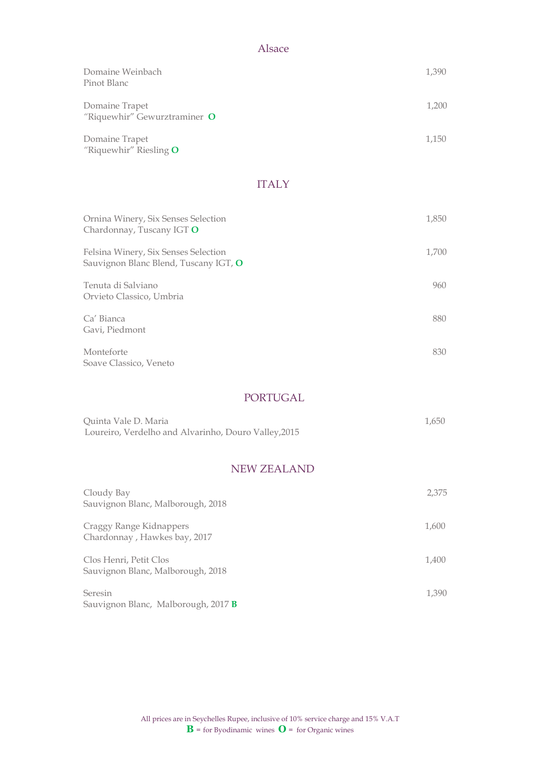## Alsace

| Wine | Price |
|---|---|
| Domaine Weinbach<br>Pinot Blanc | 1,390 |
| Domaine Trapet<br>"Riquewhir" Gewurztraminer **O** | 1,200 |
| Domaine Trapet<br>"Riquewhir" Riesling **O** | 1,150 |

## ITALY

| Wine | Price |
|---|---|
| Ornina Winery, Six Senses Selection<br>Chardonnay, Tuscany IGT **O** | 1,850 |
| Felsina Winery, Six Senses Selection<br>Sauvignon Blanc Blend, Tuscany IGT, **O** | 1,700 |
| Tenuta di Salviano<br>Orvieto Classico, Umbria | 960 |
| Ca' Bianca<br>Gavi, Piedmont | 880 |
| Monteforte<br>Soave Classico, Veneto | 830 |

## PORTUGAL

| Wine | Price |
|---|---|
| Quinta Vale D. Maria<br>Loureiro, Verdelho and Alvarinho, Douro Valley,2015 | 1,650 |

## NEW ZEALAND

| Wine | Price |
|---|---|
| Cloudy Bay<br>Sauvignon Blanc, Malborough, 2018 | 2,375 |
| Craggy Range Kidnappers<br>Chardonnay , Hawkes bay, 2017 | 1,600 |
| Clos Henri, Petit Clos<br>Sauvignon Blanc, Malborough, 2018 | 1,400 |
| Seresin<br>Sauvignon Blanc, Malborough, 2017 **B** | 1,390 |

All prices are in Seychelles Rupee, inclusive of 10% service charge and 15% V.A.T
**B** = for Byodinamic wines **O** = for Organic wines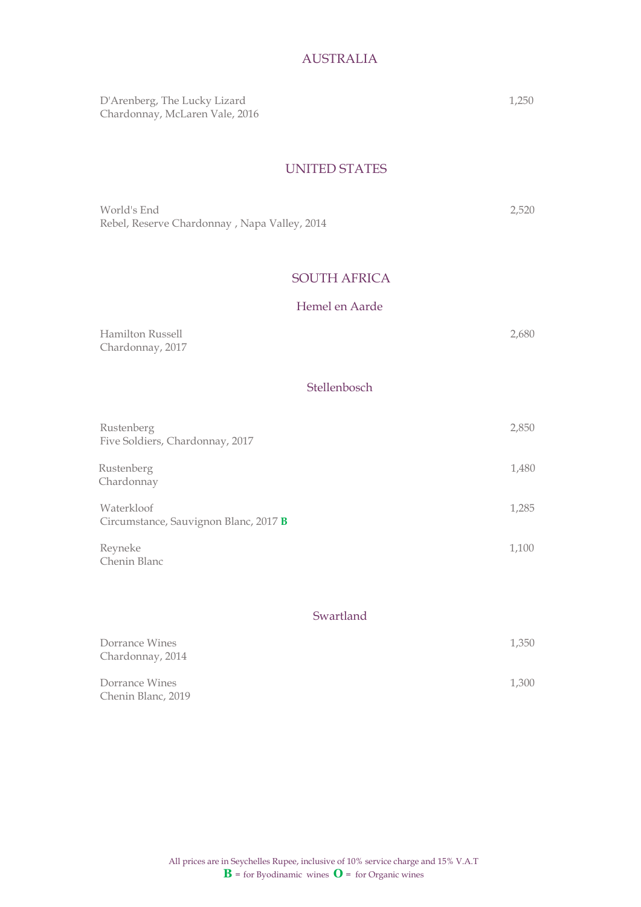## AUSTRALIA

D'Arenberg, The Lucky Lizard  
Chardonnay, McLaren Vale, 2016 — 1,250

## UNITED STATES

World's End  
Rebel, Reserve Chardonnay , Napa Valley, 2014 — 2,520

## SOUTH AFRICA

### Hemel en Aarde

Hamilton Russell  
Chardonnay, 2017 — 2,680

### Stellenbosch

Rustenberg  
Five Soldiers, Chardonnay, 2017 — 2,850

Rustenberg  
Chardonnay — 1,480

Waterkloof  
Circumstance, Sauvignon Blanc, 2017 **B** — 1,285

Reyneke  
Chenin Blanc — 1,100

### Swartland

Dorrance Wines  
Chardonnay, 2014 — 1,350

Dorrance Wines  
Chenin Blanc, 2019 — 1,300

All prices are in Seychelles Rupee, inclusive of 10% service charge and 15% V.A.T  
**B** = for Byodinamic wines **O** = for Organic wines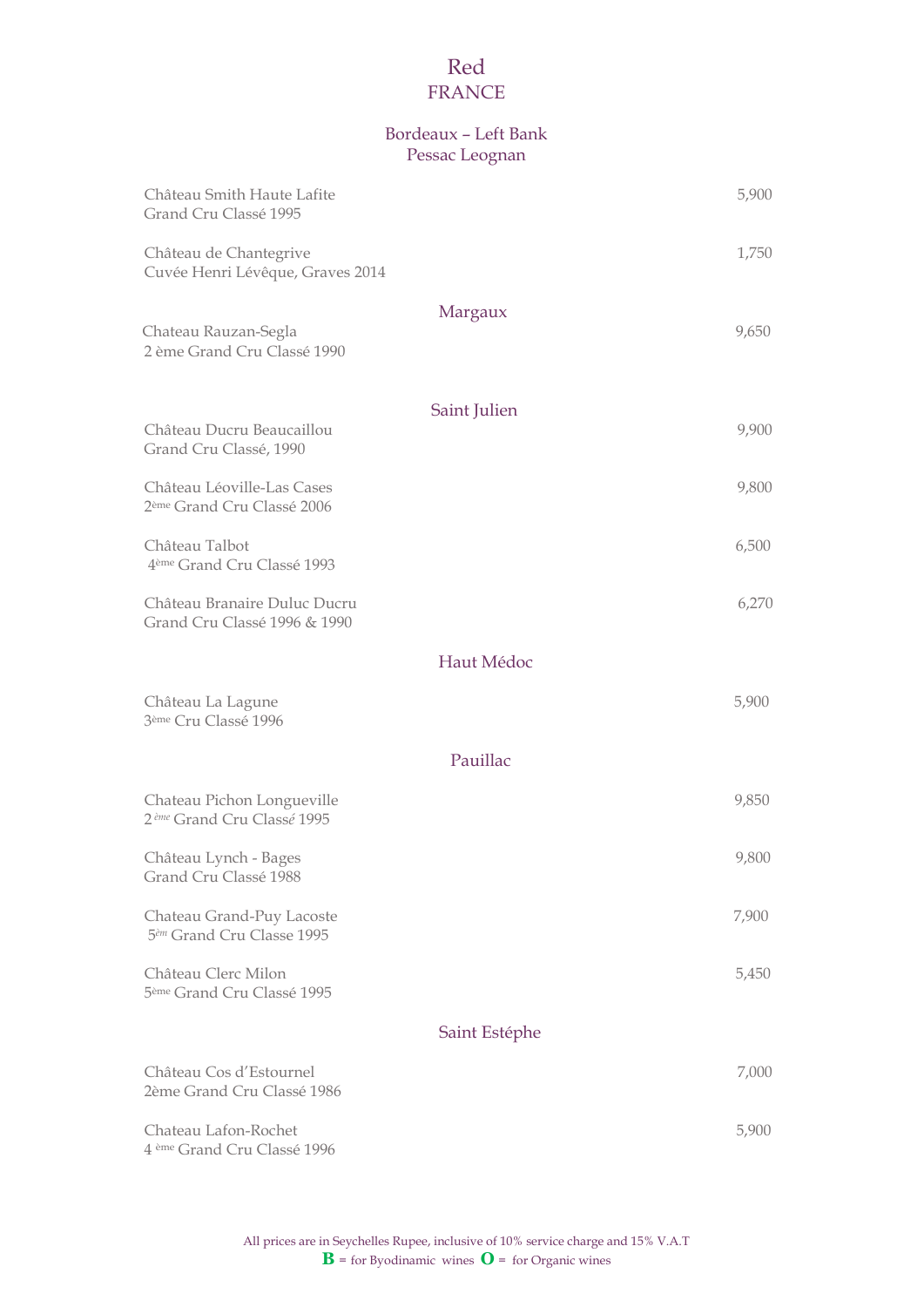# Red

## FRANCE

### Bordeaux – Left Bank

#### Pessac Leognan

| Wine | Price |
|---|---|
| Château Smith Haute Lafite<br>Grand Cru Classé 1995 | 5,900 |
| Château de Chantegrive<br>Cuvée Henri Lévêque, Graves 2014 | 1,750 |

#### Margaux

| Wine | Price |
|---|---|
| Chateau Rauzan-Segla<br>2 ème Grand Cru Classé 1990 | 9,650 |

#### Saint Julien

| Wine | Price |
|---|---|
| Château Ducru Beaucaillou<br>Grand Cru Classé, 1990 | 9,900 |
| Château Léoville-Las Cases<br>2ème Grand Cru Classé 2006 | 9,800 |
| Château Talbot<br>4ème Grand Cru Classé 1993 | 6,500 |
| Château Branaire Duluc Ducru<br>Grand Cru Classé 1996 & 1990 | 6,270 |

#### Haut Médoc

| Wine | Price |
|---|---|
| Château La Lagune<br>3ème Cru Classé 1996 | 5,900 |

#### Pauillac

| Wine | Price |
|---|---|
| Chateau Pichon Longueville<br>2 ème Grand Cru Classé 1995 | 9,850 |
| Château Lynch - Bages<br>Grand Cru Classé 1988 | 9,800 |
| Chateau Grand-Puy Lacoste<br>5èm Grand Cru Classe 1995 | 7,900 |
| Château Clerc Milon<br>5ème Grand Cru Classé 1995 | 5,450 |

#### Saint Estéphe

| Wine | Price |
|---|---|
| Château Cos d'Estournel<br>2ème Grand Cru Classé 1986 | 7,000 |
| Chateau Lafon-Rochet<br>4 ème Grand Cru Classé 1996 | 5,900 |

All prices are in Seychelles Rupee, inclusive of 10% service charge and 15% V.A.T

**B** = for Byodinamic wines **O** = for Organic wines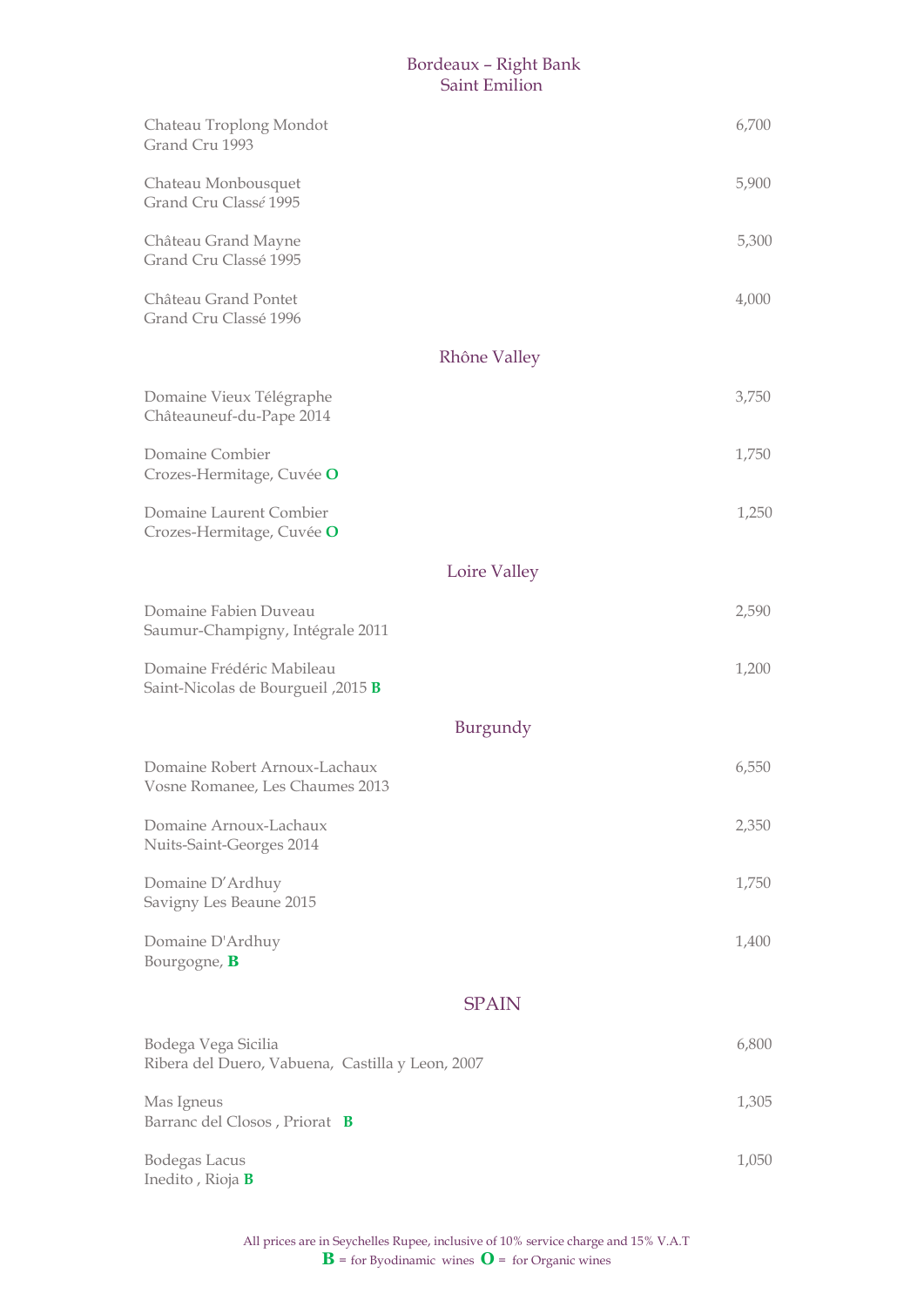## Bordeaux – Right Bank
### Saint Emilion

| | |
|---|---|
| Chateau Troplong Mondot<br>Grand Cru 1993 | 6,700 |
| Chateau Monbousquet<br>Grand Cru Classé 1995 | 5,900 |
| Château Grand Mayne<br>Grand Cru Classé 1995 | 5,300 |
| Château Grand Pontet<br>Grand Cru Classé 1996 | 4,000 |

## Rhône Valley

| | |
|---|---|
| Domaine Vieux Télégraphe<br>Châteauneuf-du-Pape 2014 | 3,750 |
| Domaine Combier<br>Crozes-Hermitage, Cuvée **O** | 1,750 |
| Domaine Laurent Combier<br>Crozes-Hermitage, Cuvée **O** | 1,250 |

## Loire Valley

| | |
|---|---|
| Domaine Fabien Duveau<br>Saumur-Champigny, Intégrale 2011 | 2,590 |
| Domaine Frédéric Mabileau<br>Saint-Nicolas de Bourgueil ,2015 **B** | 1,200 |

## Burgundy

| | |
|---|---|
| Domaine Robert Arnoux-Lachaux<br>Vosne Romanee, Les Chaumes 2013 | 6,550 |
| Domaine Arnoux-Lachaux<br>Nuits-Saint-Georges 2014 | 2,350 |
| Domaine D'Ardhuy<br>Savigny Les Beaune 2015 | 1,750 |
| Domaine D'Ardhuy<br>Bourgogne, **B** | 1,400 |

## SPAIN

| | |
|---|---|
| Bodega Vega Sicilia<br>Ribera del Duero, Vabuena, Castilla y Leon, 2007 | 6,800 |
| Mas Igneus<br>Barranc del Closos , Priorat **B** | 1,305 |
| Bodegas Lacus<br>Inedito , Rioja **B** | 1,050 |

All prices are in Seychelles Rupee, inclusive of 10% service charge and 15% V.A.T

**B** = for Byodinamic wines **O** = for Organic wines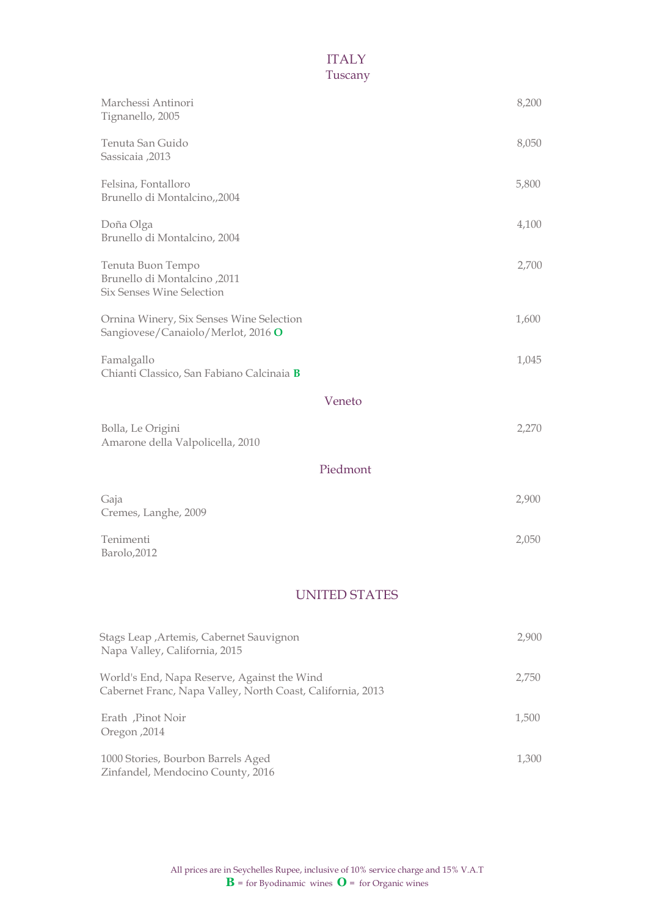# ITALY

## Tuscany

| | |
|---|---|
| Marchessi Antinori<br>Tignanello, 2005 | 8,200 |
| Tenuta San Guido<br>Sassicaia ,2013 | 8,050 |
| Felsina, Fontalloro<br>Brunello di Montalcino,,2004 | 5,800 |
| Doña Olga<br>Brunello di Montalcino, 2004 | 4,100 |
| Tenuta Buon Tempo<br>Brunello di Montalcino ,2011<br>Six Senses Wine Selection | 2,700 |
| Ornina Winery, Six Senses Wine Selection<br>Sangiovese/Canaiolo/Merlot, 2016 **O** | 1,600 |
| Famalgallo<br>Chianti Classico, San Fabiano Calcinaia **B** | 1,045 |

## Veneto

| | |
|---|---|
| Bolla, Le Origini<br>Amarone della Valpolicella, 2010 | 2,270 |

## Piedmont

| | |
|---|---|
| Gaja<br>Cremes, Langhe, 2009 | 2,900 |
| Tenimenti<br>Barolo,2012 | 2,050 |

# UNITED STATES

| | |
|---|---|
| Stags Leap ,Artemis, Cabernet Sauvignon<br>Napa Valley, California, 2015 | 2,900 |
| World's End, Napa Reserve, Against the Wind<br>Cabernet Franc, Napa Valley, North Coast, California, 2013 | 2,750 |
| Erath ,Pinot Noir<br>Oregon ,2014 | 1,500 |
| 1000 Stories, Bourbon Barrels Aged<br>Zinfandel, Mendocino County, 2016 | 1,300 |

All prices are in Seychelles Rupee, inclusive of 10% service charge and 15% V.A.T

**B** = for Byodinamic wines **O** = for Organic wines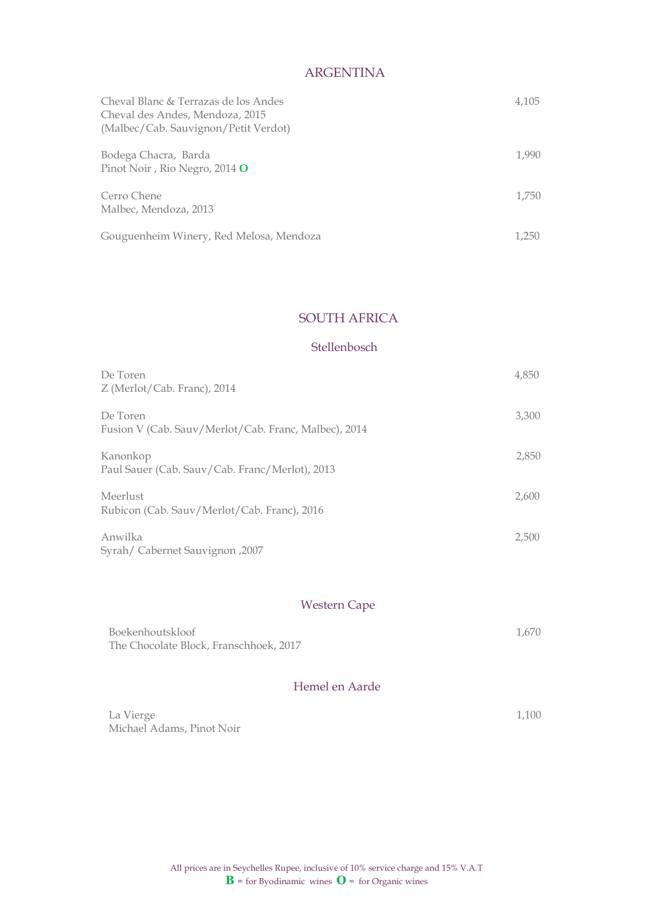## ARGENTINA

| | |
|---|---|
| Cheval Blanc & Terrazas de los Andes<br>Cheval des Andes, Mendoza, 2015<br>(Malbec/Cab. Sauvignon/Petit Verdot) | 4,105 |
| Bodega Chacra, Barda<br>Pinot Noir , Rio Negro, 2014 **O** | 1,990 |
| Cerro Chene<br>Malbec, Mendoza, 2013 | 1,750 |
| Gouguenheim Winery, Red Melosa, Mendoza | 1,250 |

## SOUTH AFRICA

### Stellenbosch

| | |
|---|---|
| De Toren<br>Z (Merlot/Cab. Franc), 2014 | 4,850 |
| De Toren<br>Fusion V (Cab. Sauv/Merlot/Cab. Franc, Malbec), 2014 | 3,300 |
| Kanonkop<br>Paul Sauer (Cab. Sauv/Cab. Franc/Merlot), 2013 | 2,850 |
| Meerlust<br>Rubicon (Cab. Sauv/Merlot/Cab. Franc), 2016 | 2,600 |
| Anwilka<br>Syrah/ Cabernet Sauvignon ,2007 | 2,500 |

### Western Cape

| | |
|---|---|
| Boekenhoutskloof<br>The Chocolate Block, Franschhoek, 2017 | 1,670 |

### Hemel en Aarde

| | |
|---|---|
| La Vierge<br>Michael Adams, Pinot Noir | 1,100 |

All prices are in Seychelles Rupee, inclusive of 10% service charge and 15% V.A.T

**B** = for Byodinamic wines **O** = for Organic wines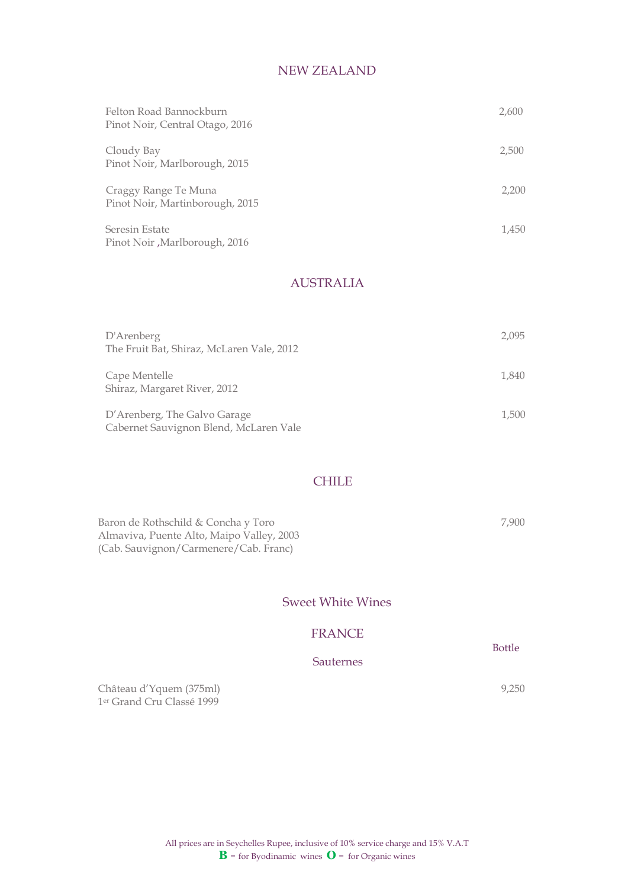## NEW ZEALAND

| | |
|---|---|
| Felton Road Bannockburn<br>Pinot Noir, Central Otago, 2016 | 2,600 |
| Cloudy Bay<br>Pinot Noir, Marlborough, 2015 | 2,500 |
| Craggy Range Te Muna<br>Pinot Noir, Martinborough, 2015 | 2,200 |
| Seresin Estate<br>Pinot Noir ,Marlborough, 2016 | 1,450 |

## AUSTRALIA

| | |
|---|---|
| D'Arenberg<br>The Fruit Bat, Shiraz, McLaren Vale, 2012 | 2,095 |
| Cape Mentelle<br>Shiraz, Margaret River, 2012 | 1,840 |
| D'Arenberg, The Galvo Garage<br>Cabernet Sauvignon Blend, McLaren Vale | 1,500 |

## CHILE

| | |
|---|---|
| Baron de Rothschild & Concha y Toro<br>Almaviva, Puente Alto, Maipo Valley, 2003<br>(Cab. Sauvignon/Carmenere/Cab. Franc) | 7,900 |

## Sweet White Wines

### FRANCE

#### Sauternes

| | Bottle |
|---|---|
| Château d'Yquem (375ml)<br>1er Grand Cru Classé 1999 | 9,250 |

All prices are in Seychelles Rupee, inclusive of 10% service charge and 15% V.A.T
**B** = for Byodinamic wines **O** = for Organic wines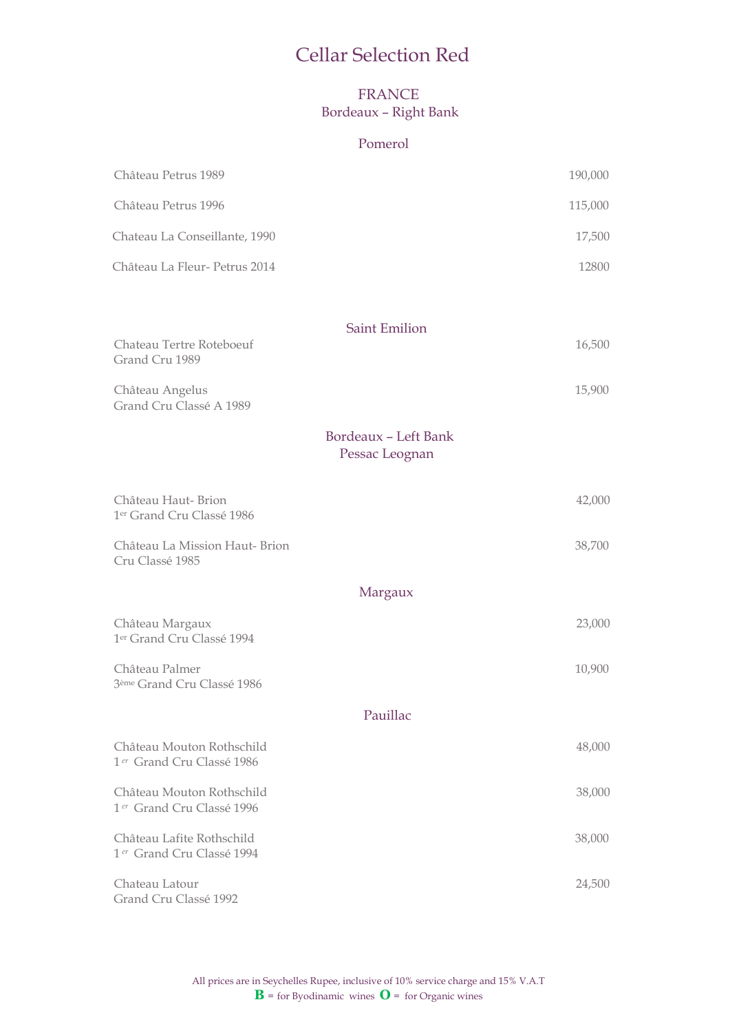# Cellar Selection Red

## FRANCE

### Bordeaux – Right Bank

#### Pomerol

| Wine | Price |
|---|---|
| Château Petrus 1989 | 190,000 |
| Château Petrus 1996 | 115,000 |
| Chateau La Conseillante, 1990 | 17,500 |
| Château La Fleur- Petrus 2014 | 12800 |

#### Saint Emilion

| Wine | Price |
|---|---|
| Chateau Tertre Roteboeuf Grand Cru 1989 | 16,500 |
| Château Angelus Grand Cru Classé A 1989 | 15,900 |

### Bordeaux – Left Bank

#### Pessac Leognan

| Wine | Price |
|---|---|
| Château Haut- Brion 1er Grand Cru Classé 1986 | 42,000 |
| Château La Mission Haut- Brion Cru Classé 1985 | 38,700 |

#### Margaux

| Wine | Price |
|---|---|
| Château Margaux 1er Grand Cru Classé 1994 | 23,000 |
| Château Palmer 3ème Grand Cru Classé 1986 | 10,900 |

#### Pauillac

| Wine | Price |
|---|---|
| Château Mouton Rothschild 1er Grand Cru Classé 1986 | 48,000 |
| Château Mouton Rothschild 1er Grand Cru Classé 1996 | 38,000 |
| Château Lafite Rothschild 1er Grand Cru Classé 1994 | 38,000 |
| Chateau Latour Grand Cru Classé 1992 | 24,500 |

All prices are in Seychelles Rupee, inclusive of 10% service charge and 15% V.A.T

**B** = for Byodinamic wines **O** = for Organic wines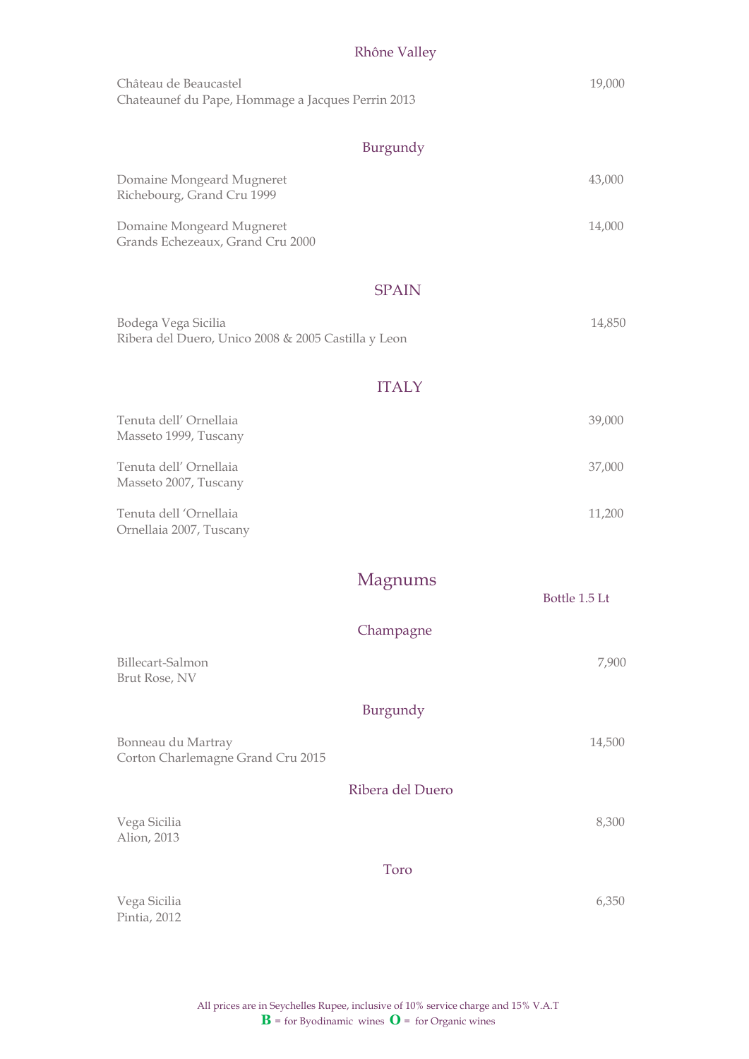## Rhône Valley

Château de Beaucastel
Chateaunef du Pape, Hommage a Jacques Perrin 2013 — 19,000

## Burgundy

Domaine Mongeard Mugneret
Richebourg, Grand Cru 1999 — 43,000

Domaine Mongeard Mugneret
Grands Echezeaux, Grand Cru 2000 — 14,000

## SPAIN

Bodega Vega Sicilia
Ribera del Duero, Unico 2008 & 2005 Castilla y Leon — 14,850

## ITALY

Tenuta dell' Ornellaia
Masseto 1999, Tuscany — 39,000

Tenuta dell' Ornellaia
Masseto 2007, Tuscany — 37,000

Tenuta dell 'Ornellaia
Ornellaia 2007, Tuscany — 11,200

# Magnums

Bottle 1.5 Lt

## Champagne

Billecart-Salmon
Brut Rose, NV — 7,900

## Burgundy

Bonneau du Martray
Corton Charlemagne Grand Cru 2015 — 14,500

## Ribera del Duero

Vega Sicilia
Alion, 2013 — 8,300

## Toro

Vega Sicilia
Pintia, 2012 — 6,350

All prices are in Seychelles Rupee, inclusive of 10% service charge and 15% V.A.T
**B** = for Byodinamic wines **O** = for Organic wines